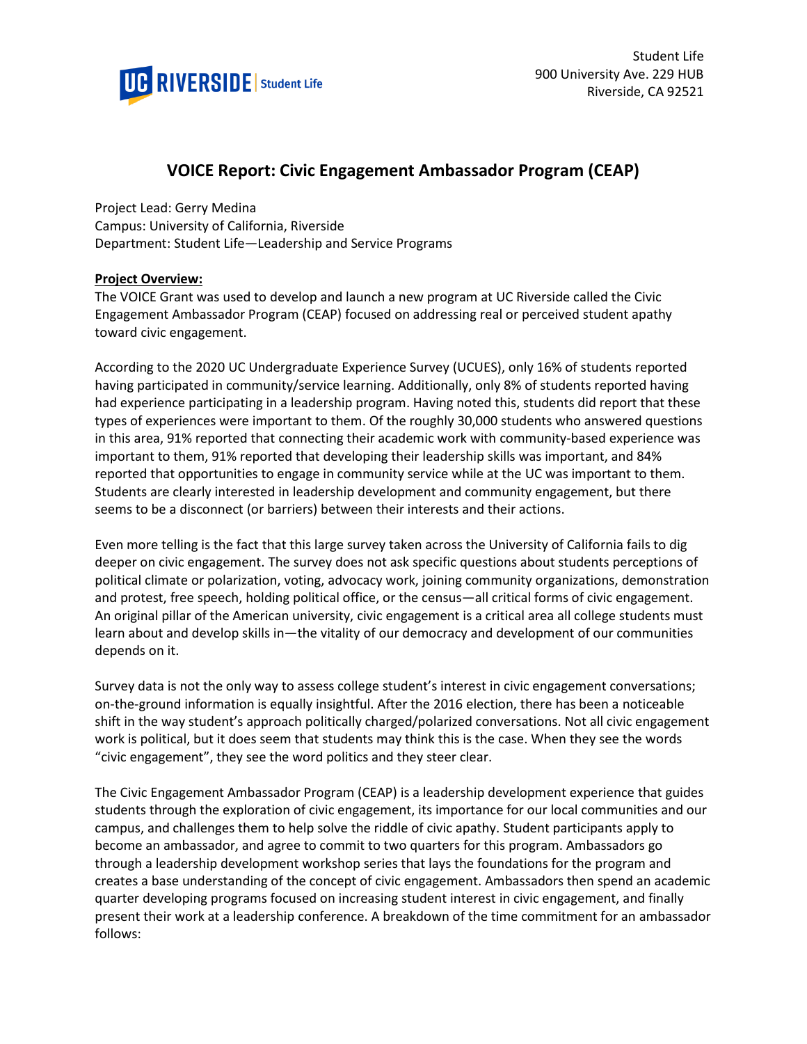Student Life
900 University Ave. 229 HUB
Riverside, CA 92521

# VOICE Report: Civic Engagement Ambassador Program (CEAP)

Project Lead: Gerry Medina
Campus: University of California, Riverside
Department: Student Life—Leadership and Service Programs

**Project Overview:**

The VOICE Grant was used to develop and launch a new program at UC Riverside called the Civic Engagement Ambassador Program (CEAP) focused on addressing real or perceived student apathy toward civic engagement.

According to the 2020 UC Undergraduate Experience Survey (UCUES), only 16% of students reported having participated in community/service learning. Additionally, only 8% of students reported having had experience participating in a leadership program. Having noted this, students did report that these types of experiences were important to them. Of the roughly 30,000 students who answered questions in this area, 91% reported that connecting their academic work with community-based experience was important to them, 91% reported that developing their leadership skills was important, and 84% reported that opportunities to engage in community service while at the UC was important to them. Students are clearly interested in leadership development and community engagement, but there seems to be a disconnect (or barriers) between their interests and their actions.

Even more telling is the fact that this large survey taken across the University of California fails to dig deeper on civic engagement. The survey does not ask specific questions about students perceptions of political climate or polarization, voting, advocacy work, joining community organizations, demonstration and protest, free speech, holding political office, or the census—all critical forms of civic engagement. An original pillar of the American university, civic engagement is a critical area all college students must learn about and develop skills in—the vitality of our democracy and development of our communities depends on it.

Survey data is not the only way to assess college student's interest in civic engagement conversations; on-the-ground information is equally insightful. After the 2016 election, there has been a noticeable shift in the way student's approach politically charged/polarized conversations. Not all civic engagement work is political, but it does seem that students may think this is the case. When they see the words "civic engagement", they see the word politics and they steer clear.

The Civic Engagement Ambassador Program (CEAP) is a leadership development experience that guides students through the exploration of civic engagement, its importance for our local communities and our campus, and challenges them to help solve the riddle of civic apathy. Student participants apply to become an ambassador, and agree to commit to two quarters for this program. Ambassadors go through a leadership development workshop series that lays the foundations for the program and creates a base understanding of the concept of civic engagement. Ambassadors then spend an academic quarter developing programs focused on increasing student interest in civic engagement, and finally present their work at a leadership conference. A breakdown of the time commitment for an ambassador follows: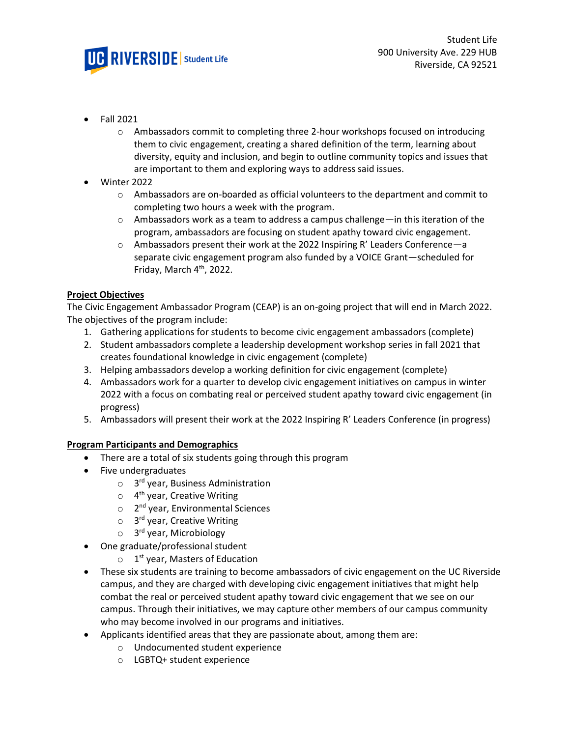- Fall 2021
  - Ambassadors commit to completing three 2-hour workshops focused on introducing them to civic engagement, creating a shared definition of the term, learning about diversity, equity and inclusion, and begin to outline community topics and issues that are important to them and exploring ways to address said issues.
- Winter 2022
  - Ambassadors are on-boarded as official volunteers to the department and commit to completing two hours a week with the program.
  - Ambassadors work as a team to address a campus challenge—in this iteration of the program, ambassadors are focusing on student apathy toward civic engagement.
  - Ambassadors present their work at the 2022 Inspiring R' Leaders Conference—a separate civic engagement program also funded by a VOICE Grant—scheduled for Friday, March 4th, 2022.

**Project Objectives**

The Civic Engagement Ambassador Program (CEAP) is an on-going project that will end in March 2022. The objectives of the program include:

1. Gathering applications for students to become civic engagement ambassadors (complete)
2. Student ambassadors complete a leadership development workshop series in fall 2021 that creates foundational knowledge in civic engagement (complete)
3. Helping ambassadors develop a working definition for civic engagement (complete)
4. Ambassadors work for a quarter to develop civic engagement initiatives on campus in winter 2022 with a focus on combating real or perceived student apathy toward civic engagement (in progress)
5. Ambassadors will present their work at the 2022 Inspiring R' Leaders Conference (in progress)

**Program Participants and Demographics**

- There are a total of six students going through this program
- Five undergraduates
  - 3rd year, Business Administration
  - 4th year, Creative Writing
  - 2nd year, Environmental Sciences
  - 3rd year, Creative Writing
  - 3rd year, Microbiology
- One graduate/professional student
  - 1st year, Masters of Education
- These six students are training to become ambassadors of civic engagement on the UC Riverside campus, and they are charged with developing civic engagement initiatives that might help combat the real or perceived student apathy toward civic engagement that we see on our campus. Through their initiatives, we may capture other members of our campus community who may become involved in our programs and initiatives.
- Applicants identified areas that they are passionate about, among them are:
  - Undocumented student experience
  - LGBTQ+ student experience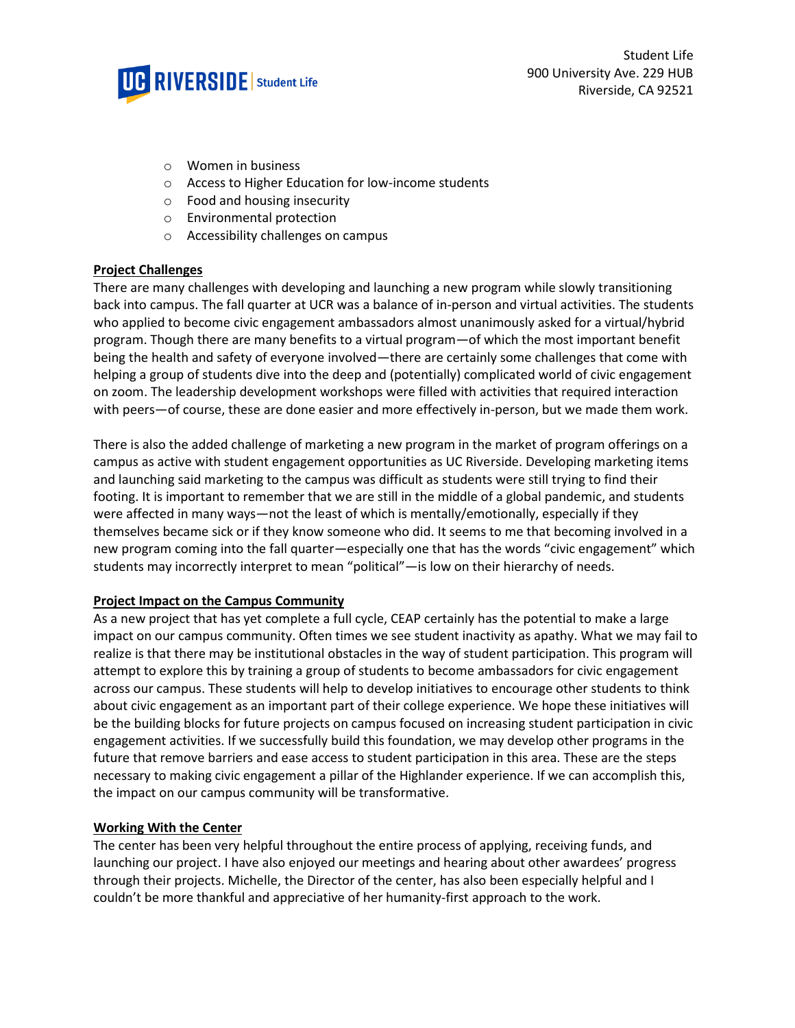- Women in business
- Access to Higher Education for low-income students
- Food and housing insecurity
- Environmental protection
- Accessibility challenges on campus

**Project Challenges**

There are many challenges with developing and launching a new program while slowly transitioning back into campus. The fall quarter at UCR was a balance of in-person and virtual activities. The students who applied to become civic engagement ambassadors almost unanimously asked for a virtual/hybrid program. Though there are many benefits to a virtual program—of which the most important benefit being the health and safety of everyone involved—there are certainly some challenges that come with helping a group of students dive into the deep and (potentially) complicated world of civic engagement on zoom. The leadership development workshops were filled with activities that required interaction with peers—of course, these are done easier and more effectively in-person, but we made them work.

There is also the added challenge of marketing a new program in the market of program offerings on a campus as active with student engagement opportunities as UC Riverside. Developing marketing items and launching said marketing to the campus was difficult as students were still trying to find their footing. It is important to remember that we are still in the middle of a global pandemic, and students were affected in many ways—not the least of which is mentally/emotionally, especially if they themselves became sick or if they know someone who did. It seems to me that becoming involved in a new program coming into the fall quarter—especially one that has the words "civic engagement" which students may incorrectly interpret to mean "political"—is low on their hierarchy of needs.

**Project Impact on the Campus Community**

As a new project that has yet complete a full cycle, CEAP certainly has the potential to make a large impact on our campus community. Often times we see student inactivity as apathy. What we may fail to realize is that there may be institutional obstacles in the way of student participation. This program will attempt to explore this by training a group of students to become ambassadors for civic engagement across our campus. These students will help to develop initiatives to encourage other students to think about civic engagement as an important part of their college experience. We hope these initiatives will be the building blocks for future projects on campus focused on increasing student participation in civic engagement activities. If we successfully build this foundation, we may develop other programs in the future that remove barriers and ease access to student participation in this area. These are the steps necessary to making civic engagement a pillar of the Highlander experience. If we can accomplish this, the impact on our campus community will be transformative.

**Working With the Center**

The center has been very helpful throughout the entire process of applying, receiving funds, and launching our project. I have also enjoyed our meetings and hearing about other awardees' progress through their projects. Michelle, the Director of the center, has also been especially helpful and I couldn't be more thankful and appreciative of her humanity-first approach to the work.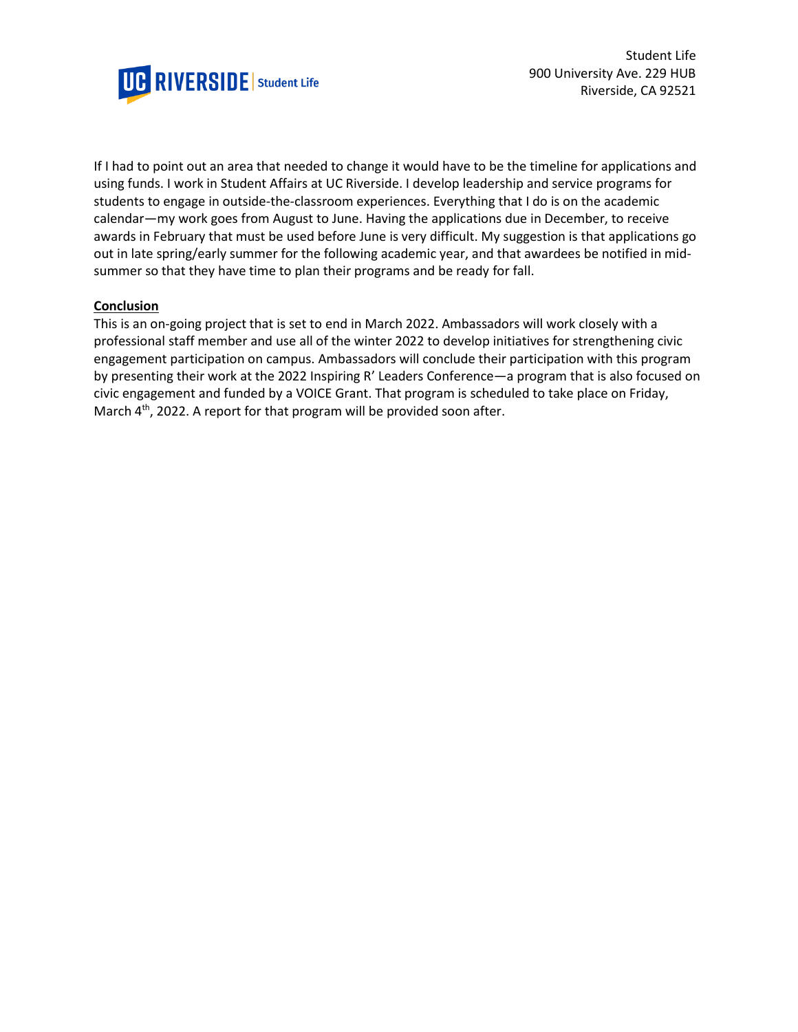Student Life
900 University Ave. 229 HUB
Riverside, CA 92521

If I had to point out an area that needed to change it would have to be the timeline for applications and using funds. I work in Student Affairs at UC Riverside. I develop leadership and service programs for students to engage in outside-the-classroom experiences. Everything that I do is on the academic calendar—my work goes from August to June. Having the applications due in December, to receive awards in February that must be used before June is very difficult. My suggestion is that applications go out in late spring/early summer for the following academic year, and that awardees be notified in mid-summer so that they have time to plan their programs and be ready for fall.

**Conclusion**

This is an on-going project that is set to end in March 2022. Ambassadors will work closely with a professional staff member and use all of the winter 2022 to develop initiatives for strengthening civic engagement participation on campus. Ambassadors will conclude their participation with this program by presenting their work at the 2022 Inspiring R' Leaders Conference—a program that is also focused on civic engagement and funded by a VOICE Grant. That program is scheduled to take place on Friday, March 4th, 2022. A report for that program will be provided soon after.